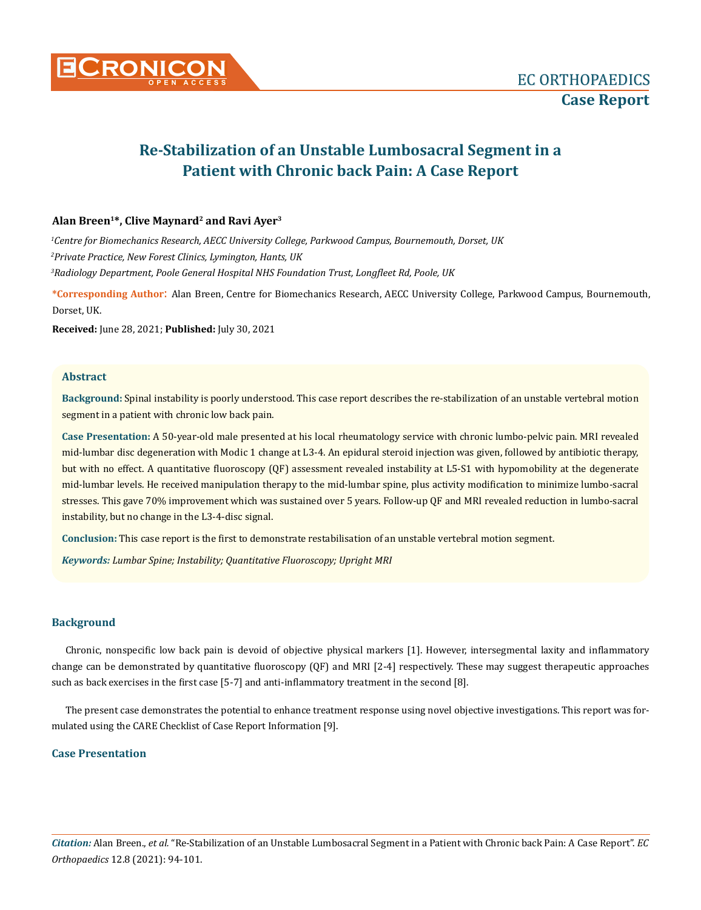# Re-Stabilization of an Unstable Lumbosacral Segment in a Patient with Chronic back Pain: A Case Report

**Alan Breen[1]*, Clive Maynard[2] and Ravi Ayer[3]**

*[1]Centre for Biomechanics Research, AECC University College, Parkwood Campus, Bournemouth, Dorset, UK*

*[2]Private Practice, New Forest Clinics, Lymington, Hants, UK*

*[3]Radiology Department, Poole General Hospital NHS Foundation Trust, Longfleet Rd, Poole, UK*

**\*Corresponding Author**: Alan Breen, Centre for Biomechanics Research, AECC University College, Parkwood Campus, Bournemouth, Dorset, UK.

**Received:** June 28, 2021; **Published:** July 30, 2021

## Abstract

**Background:** Spinal instability is poorly understood. This case report describes the re-stabilization of an unstable vertebral motion segment in a patient with chronic low back pain.

**Case Presentation:** A 50-year-old male presented at his local rheumatology service with chronic lumbo-pelvic pain. MRI revealed mid-lumbar disc degeneration with Modic 1 change at L3-4. An epidural steroid injection was given, followed by antibiotic therapy, but with no effect. A quantitative fluoroscopy (QF) assessment revealed instability at L5-S1 with hypomobility at the degenerate mid-lumbar levels. He received manipulation therapy to the mid-lumbar spine, plus activity modification to minimize lumbo-sacral stresses. This gave 70% improvement which was sustained over 5 years. Follow-up QF and MRI revealed reduction in lumbo-sacral instability, but no change in the L3-4-disc signal.

**Conclusion:** This case report is the first to demonstrate restabilisation of an unstable vertebral motion segment.

***Keywords:*** *Lumbar Spine; Instability; Quantitative Fluoroscopy; Upright MRI*

## Background

Chronic, nonspecific low back pain is devoid of objective physical markers [1]. However, intersegmental laxity and inflammatory change can be demonstrated by quantitative fluoroscopy (QF) and MRI [2-4] respectively. These may suggest therapeutic approaches such as back exercises in the first case [5-7] and anti-inflammatory treatment in the second [8].

The present case demonstrates the potential to enhance treatment response using novel objective investigations. This report was formulated using the CARE Checklist of Case Report Information [9].

## Case Presentation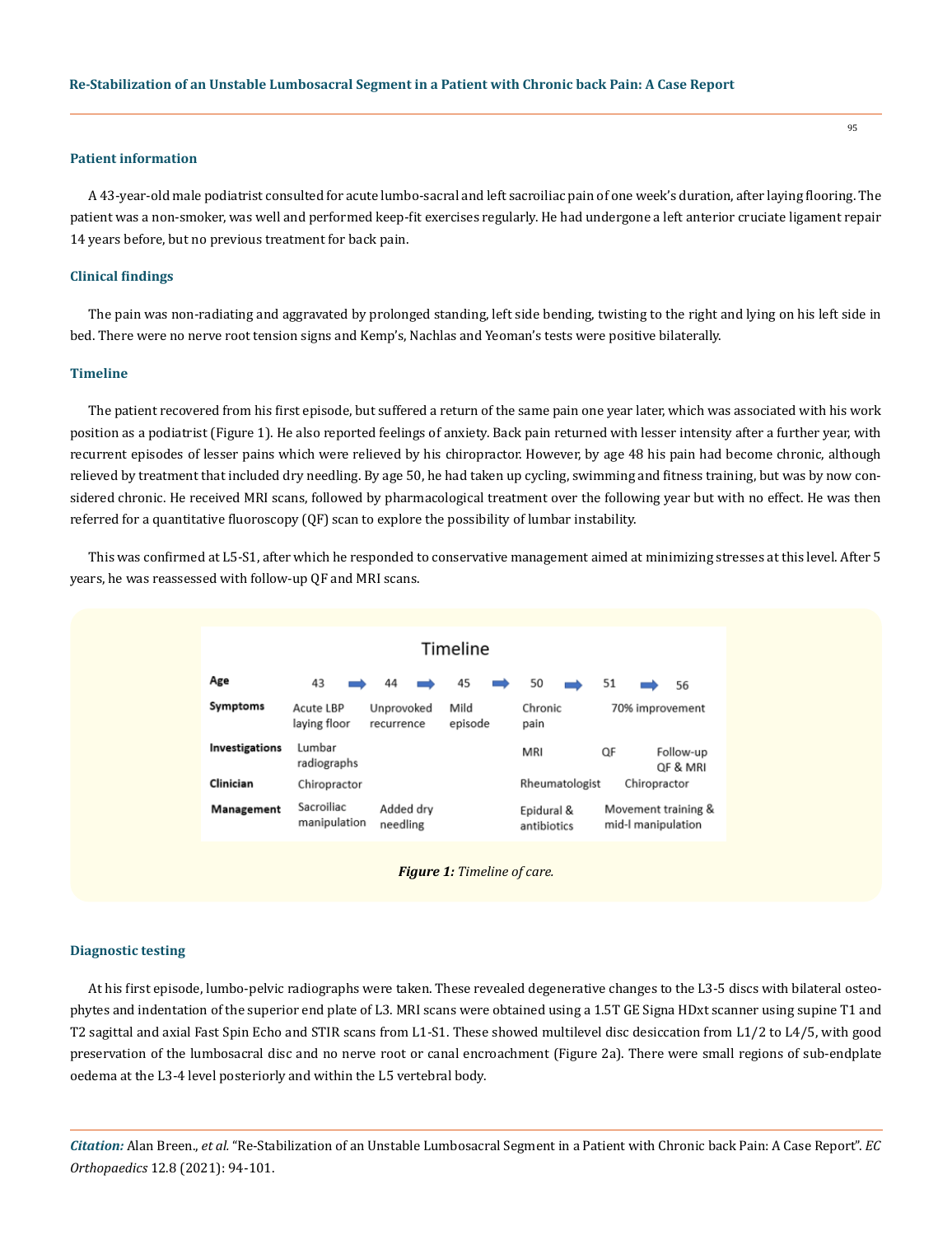### Patient information

A 43-year-old male podiatrist consulted for acute lumbo-sacral and left sacroiliac pain of one week's duration, after laying flooring. The patient was a non-smoker, was well and performed keep-fit exercises regularly. He had undergone a left anterior cruciate ligament repair 14 years before, but no previous treatment for back pain.

### Clinical findings

The pain was non-radiating and aggravated by prolonged standing, left side bending, twisting to the right and lying on his left side in bed. There were no nerve root tension signs and Kemp's, Nachlas and Yeoman's tests were positive bilaterally.

### Timeline

The patient recovered from his first episode, but suffered a return of the same pain one year later, which was associated with his work position as a podiatrist (Figure 1). He also reported feelings of anxiety. Back pain returned with lesser intensity after a further year, with recurrent episodes of lesser pains which were relieved by his chiropractor. However, by age 48 his pain had become chronic, although relieved by treatment that included dry needling. By age 50, he had taken up cycling, swimming and fitness training, but was by now considered chronic. He received MRI scans, followed by pharmacological treatment over the following year but with no effect. He was then referred for a quantitative fluoroscopy (QF) scan to explore the possibility of lumbar instability.

This was confirmed at L5-S1, after which he responded to conservative management aimed at minimizing stresses at this level. After 5 years, he was reassessed with follow-up QF and MRI scans.

**Timeline**

| Age | 43 | 44 | 45 | 50 | 51 | 56 |
|---|---|---|---|---|---|---|
| **Symptoms** | Acute LBP laying floor | Unprovoked recurrence | Mild episode | Chronic pain | 70% improvement | |
| **Investigations** | Lumbar radiographs | | | MRI | QF | Follow-up QF & MRI |
| **Clinician** | Chiropractor | | | Rheumatologist | Chiropractor | |
| **Management** | Sacroiliac manipulation | Added dry needling | | Epidural & antibiotics | Movement training & mid-l manipulation | |

***Figure 1:*** *Timeline of care.*

### Diagnostic testing

At his first episode, lumbo-pelvic radiographs were taken. These revealed degenerative changes to the L3-5 discs with bilateral osteophytes and indentation of the superior end plate of L3. MRI scans were obtained using a 1.5T GE Signa HDxt scanner using supine T1 and T2 sagittal and axial Fast Spin Echo and STIR scans from L1-S1. These showed multilevel disc desiccation from L1/2 to L4/5, with good preservation of the lumbosacral disc and no nerve root or canal encroachment (Figure 2a). There were small regions of sub-endplate oedema at the L3-4 level posteriorly and within the L5 vertebral body.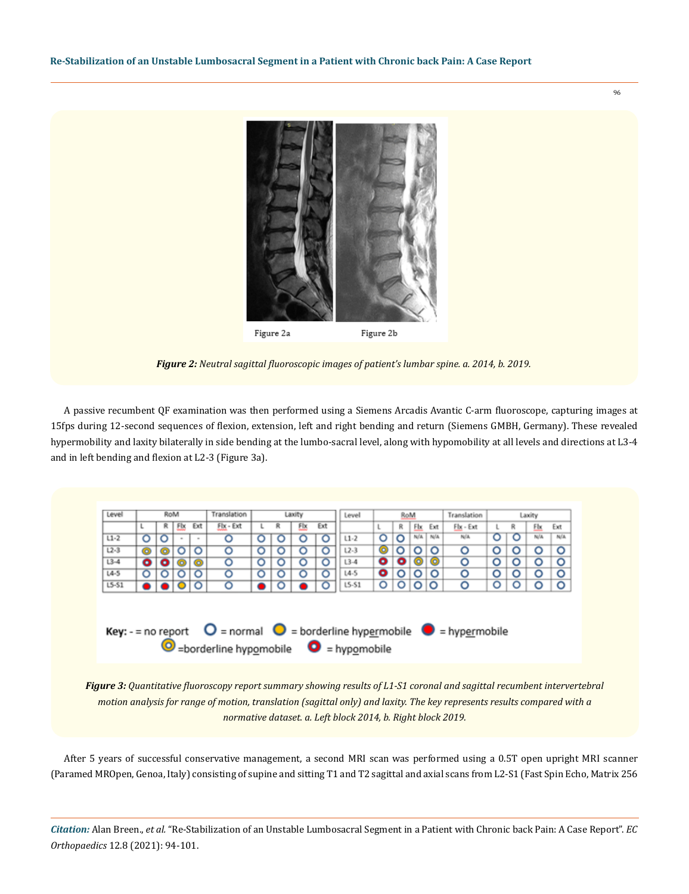Figure 2a Figure 2b

***Figure 2:*** *Neutral sagittal fluoroscopic images of patient's lumbar spine. a. 2014, b. 2019.*

A passive recumbent QF examination was then performed using a Siemens Arcadis Avantic C-arm fluoroscope, capturing images at 15fps during 12-second sequences of flexion, extension, left and right bending and return (Siemens GMBH, Germany). These revealed hypermobility and laxity bilaterally in side bending at the lumbo-sacral level, along with hypomobility at all levels and directions at L3-4 and in left bending and flexion at L2-3 (Figure 3a).

| Level | RoM | | | | Translation | Laxity | | | |
|---|---|---|---|---|---|---|---|---|---|
| | L | R | Flx | Ext | Flx - Ext | L | R | Flx | Ext |
| L1-2 | normal | normal | - | - | normal | normal | normal | normal | normal |
| L2-3 | borderline hypomobile | borderline hypomobile | normal | normal | normal | normal | normal | normal | normal |
| L3-4 | hypomobile | hypomobile | borderline hypomobile | borderline hypomobile | normal | normal | normal | normal | normal |
| L4-5 | normal | normal | normal | normal | normal | normal | normal | normal | normal |
| L5-S1 | hypermobile | hypermobile | borderline hypermobile | normal | normal | hypermobile | normal | hypermobile | normal |

| Level | RoM | | | | Translation | Laxity | | | |
|---|---|---|---|---|---|---|---|---|---|
| | L | R | Flx | Ext | Flx - Ext | L | R | Flx | Ext |
| L1-2 | normal | normal | N/A | N/A | N/A | normal | normal | N/A | N/A |
| L2-3 | borderline hypomobile | normal | normal | normal | normal | normal | normal | normal | normal |
| L3-4 | hypomobile | hypomobile | borderline hypomobile | borderline hypomobile | normal | normal | normal | normal | normal |
| L4-5 | hypomobile | normal | normal | normal | normal | normal | normal | normal | normal |
| L5-S1 | normal | normal | normal | normal | normal | normal | normal | normal | normal |

**Key:** - = no report; normal; borderline hypermobile; hypermobile; borderline hypomobile; hypomobile

***Figure 3:*** *Quantitative fluoroscopy report summary showing results of L1-S1 coronal and sagittal recumbent intervertebral motion analysis for range of motion, translation (sagittal only) and laxity. The key represents results compared with a normative dataset. a. Left block 2014, b. Right block 2019.*

After 5 years of successful conservative management, a second MRI scan was performed using a 0.5T open upright MRI scanner (Paramed MROpen, Genoa, Italy) consisting of supine and sitting T1 and T2 sagittal and axial scans from L2-S1 (Fast Spin Echo, Matrix 256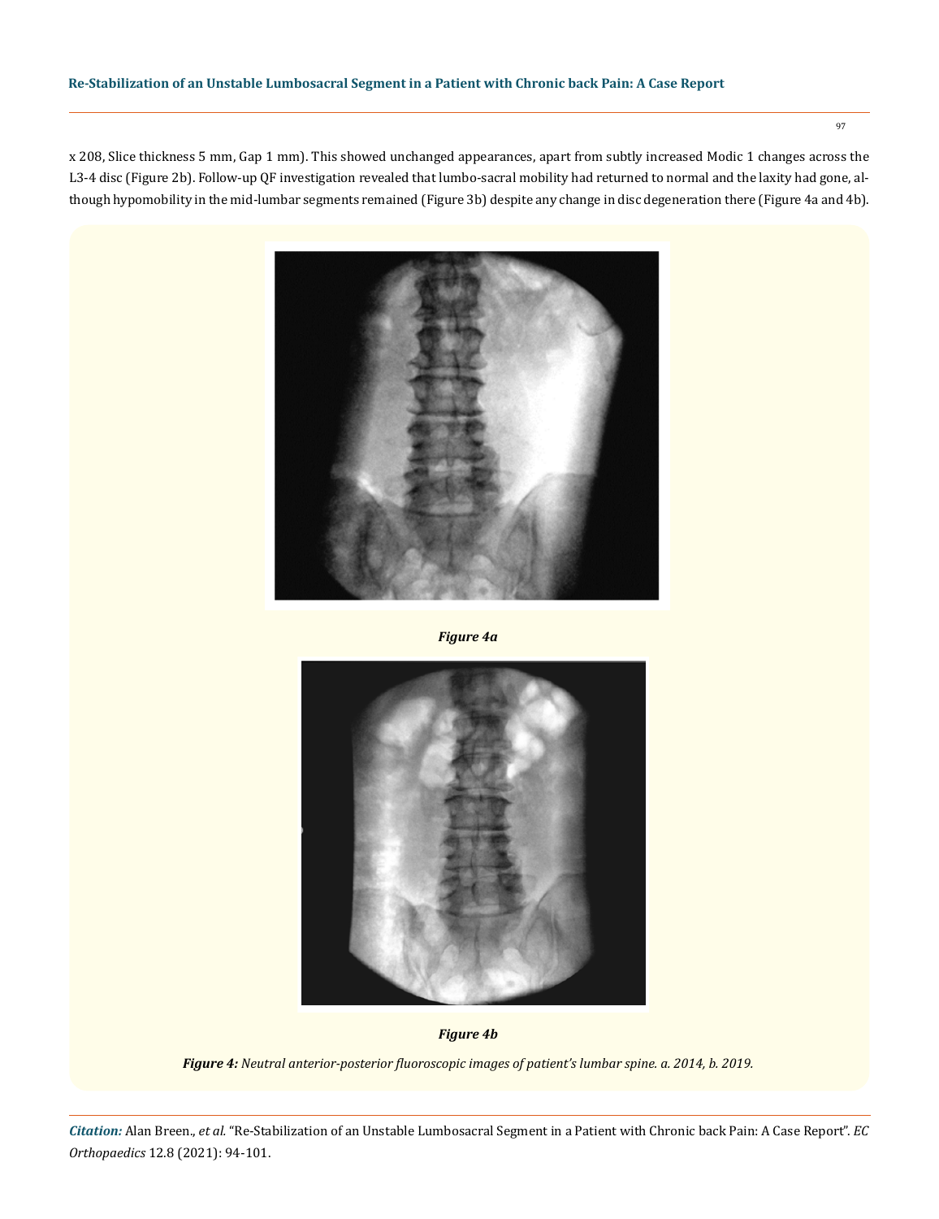x 208, Slice thickness 5 mm, Gap 1 mm). This showed unchanged appearances, apart from subtly increased Modic 1 changes across the L3-4 disc (Figure 2b). Follow-up QF investigation revealed that lumbo-sacral mobility had returned to normal and the laxity had gone, although hypomobility in the mid-lumbar segments remained (Figure 3b) despite any change in disc degeneration there (Figure 4a and 4b).

***Figure 4a***

***Figure 4b***

***Figure 4:*** *Neutral anterior-posterior fluoroscopic images of patient's lumbar spine. a. 2014, b. 2019.*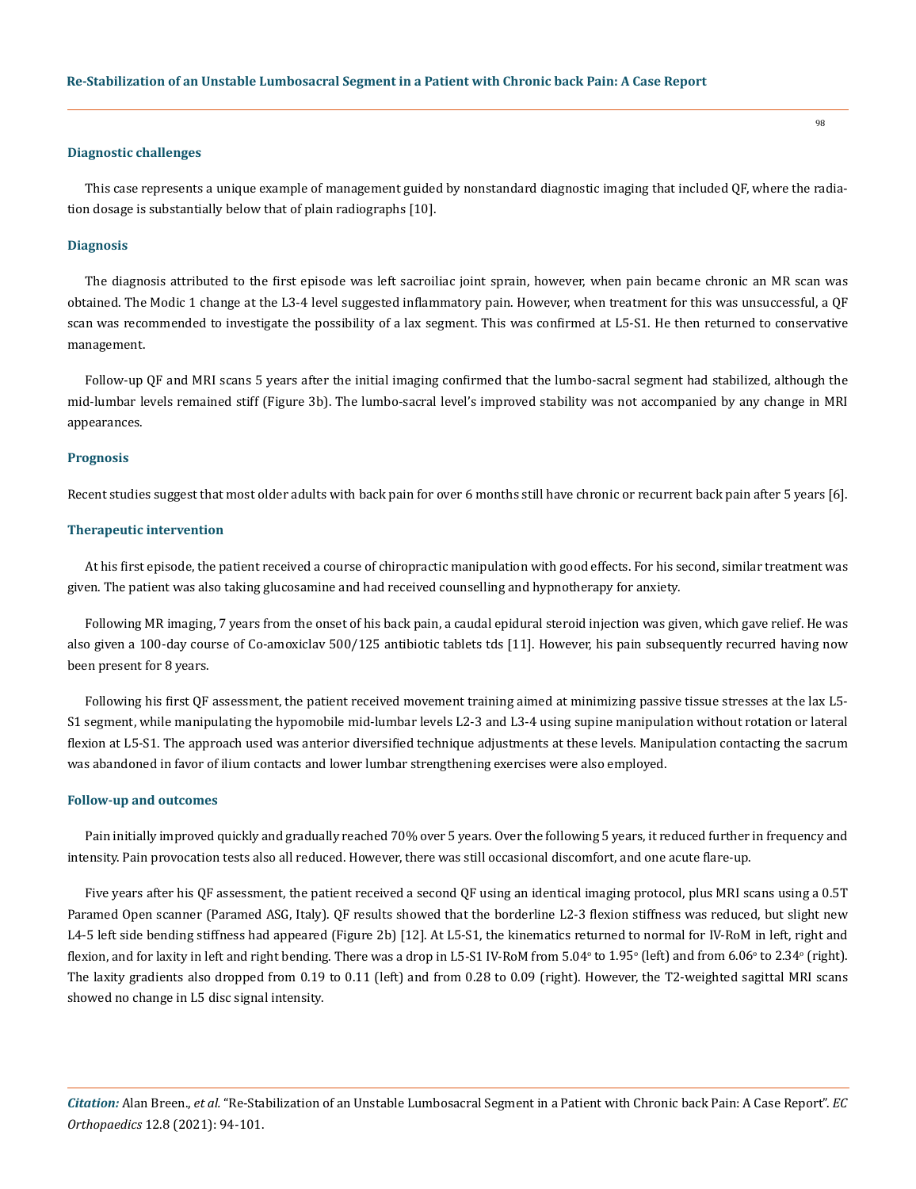### Diagnostic challenges

This case represents a unique example of management guided by nonstandard diagnostic imaging that included QF, where the radiation dosage is substantially below that of plain radiographs [10].

### Diagnosis

The diagnosis attributed to the first episode was left sacroiliac joint sprain, however, when pain became chronic an MR scan was obtained. The Modic 1 change at the L3-4 level suggested inflammatory pain. However, when treatment for this was unsuccessful, a QF scan was recommended to investigate the possibility of a lax segment. This was confirmed at L5-S1. He then returned to conservative management.

Follow-up QF and MRI scans 5 years after the initial imaging confirmed that the lumbo-sacral segment had stabilized, although the mid-lumbar levels remained stiff (Figure 3b). The lumbo-sacral level's improved stability was not accompanied by any change in MRI appearances.

### Prognosis

Recent studies suggest that most older adults with back pain for over 6 months still have chronic or recurrent back pain after 5 years [6].

### Therapeutic intervention

At his first episode, the patient received a course of chiropractic manipulation with good effects. For his second, similar treatment was given. The patient was also taking glucosamine and had received counselling and hypnotherapy for anxiety.

Following MR imaging, 7 years from the onset of his back pain, a caudal epidural steroid injection was given, which gave relief. He was also given a 100-day course of Co-amoxiclav 500/125 antibiotic tablets tds [11]. However, his pain subsequently recurred having now been present for 8 years.

Following his first QF assessment, the patient received movement training aimed at minimizing passive tissue stresses at the lax L5-S1 segment, while manipulating the hypomobile mid-lumbar levels L2-3 and L3-4 using supine manipulation without rotation or lateral flexion at L5-S1. The approach used was anterior diversified technique adjustments at these levels. Manipulation contacting the sacrum was abandoned in favor of ilium contacts and lower lumbar strengthening exercises were also employed.

### Follow-up and outcomes

Pain initially improved quickly and gradually reached 70% over 5 years. Over the following 5 years, it reduced further in frequency and intensity. Pain provocation tests also all reduced. However, there was still occasional discomfort, and one acute flare-up.

Five years after his QF assessment, the patient received a second QF using an identical imaging protocol, plus MRI scans using a 0.5T Paramed Open scanner (Paramed ASG, Italy). QF results showed that the borderline L2-3 flexion stiffness was reduced, but slight new L4-5 left side bending stiffness had appeared (Figure 2b) [12]. At L5-S1, the kinematics returned to normal for IV-RoM in left, right and flexion, and for laxity in left and right bending. There was a drop in L5-S1 IV-RoM from 5.04° to 1.95° (left) and from 6.06° to 2.34° (right). The laxity gradients also dropped from 0.19 to 0.11 (left) and from 0.28 to 0.09 (right). However, the T2-weighted sagittal MRI scans showed no change in L5 disc signal intensity.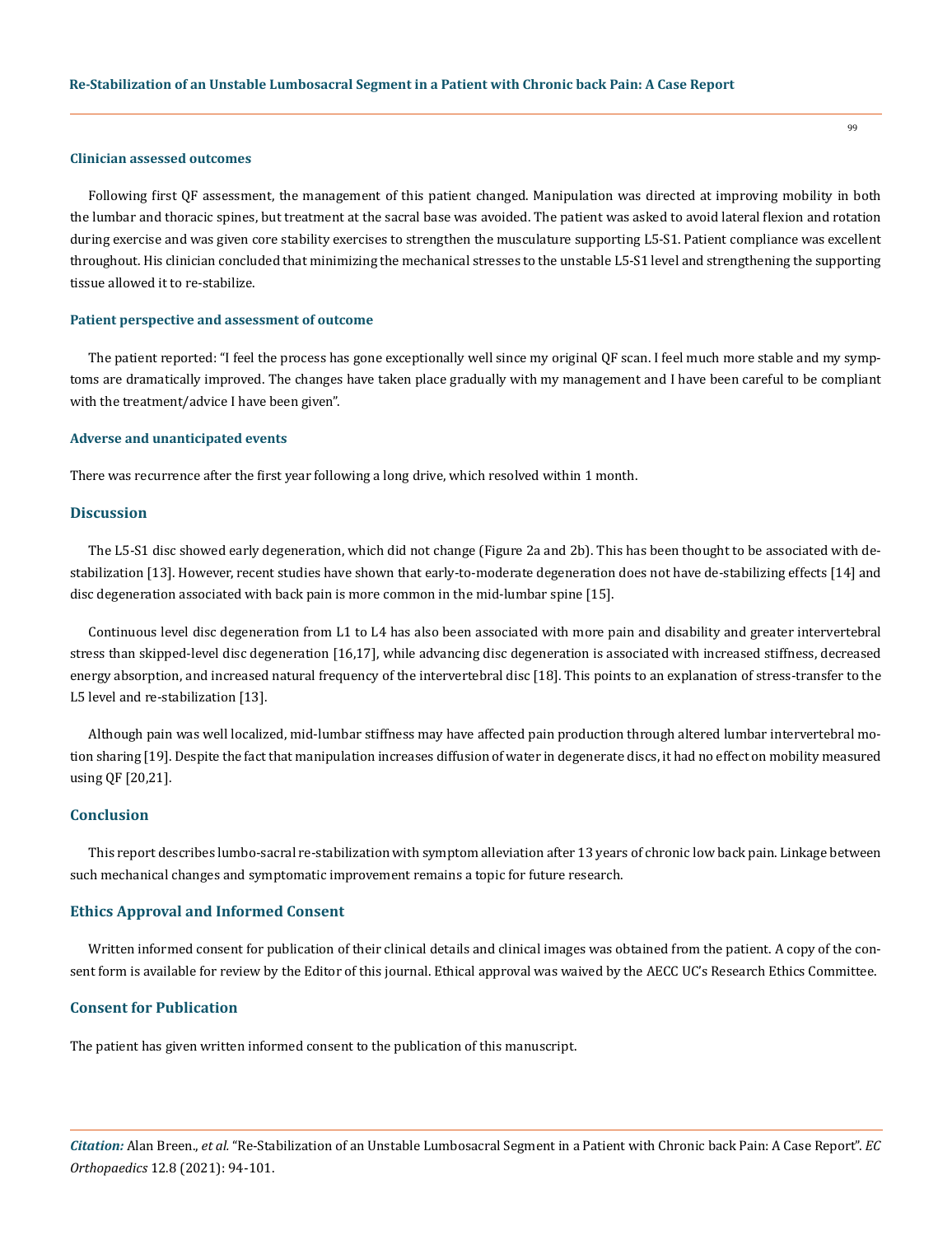### Clinician assessed outcomes

Following first QF assessment, the management of this patient changed. Manipulation was directed at improving mobility in both the lumbar and thoracic spines, but treatment at the sacral base was avoided. The patient was asked to avoid lateral flexion and rotation during exercise and was given core stability exercises to strengthen the musculature supporting L5-S1. Patient compliance was excellent throughout. His clinician concluded that minimizing the mechanical stresses to the unstable L5-S1 level and strengthening the supporting tissue allowed it to re-stabilize.

### Patient perspective and assessment of outcome

The patient reported: "I feel the process has gone exceptionally well since my original QF scan. I feel much more stable and my symptoms are dramatically improved. The changes have taken place gradually with my management and I have been careful to be compliant with the treatment/advice I have been given".

### Adverse and unanticipated events

There was recurrence after the first year following a long drive, which resolved within 1 month.

## Discussion

The L5-S1 disc showed early degeneration, which did not change (Figure 2a and 2b). This has been thought to be associated with destabilization [13]. However, recent studies have shown that early-to-moderate degeneration does not have de-stabilizing effects [14] and disc degeneration associated with back pain is more common in the mid-lumbar spine [15].

Continuous level disc degeneration from L1 to L4 has also been associated with more pain and disability and greater intervertebral stress than skipped-level disc degeneration [16,17], while advancing disc degeneration is associated with increased stiffness, decreased energy absorption, and increased natural frequency of the intervertebral disc [18]. This points to an explanation of stress-transfer to the L5 level and re-stabilization [13].

Although pain was well localized, mid-lumbar stiffness may have affected pain production through altered lumbar intervertebral motion sharing [19]. Despite the fact that manipulation increases diffusion of water in degenerate discs, it had no effect on mobility measured using QF [20,21].

## Conclusion

This report describes lumbo-sacral re-stabilization with symptom alleviation after 13 years of chronic low back pain. Linkage between such mechanical changes and symptomatic improvement remains a topic for future research.

## Ethics Approval and Informed Consent

Written informed consent for publication of their clinical details and clinical images was obtained from the patient. A copy of the consent form is available for review by the Editor of this journal. Ethical approval was waived by the AECC UC's Research Ethics Committee.

## Consent for Publication

The patient has given written informed consent to the publication of this manuscript.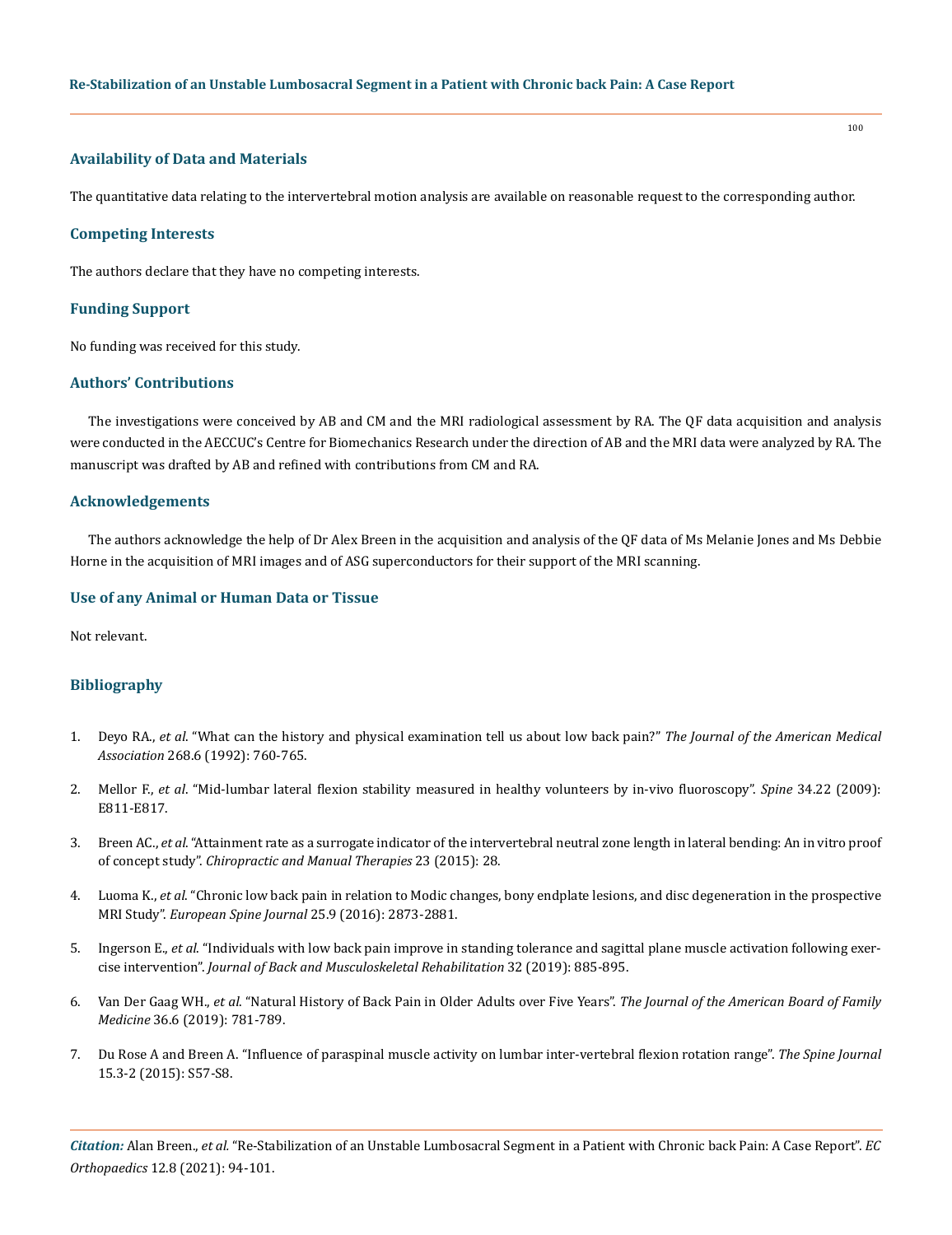## Availability of Data and Materials

The quantitative data relating to the intervertebral motion analysis are available on reasonable request to the corresponding author.

## Competing Interests

The authors declare that they have no competing interests.

## Funding Support

No funding was received for this study.

## Authors' Contributions

The investigations were conceived by AB and CM and the MRI radiological assessment by RA. The QF data acquisition and analysis were conducted in the AECCUC's Centre for Biomechanics Research under the direction of AB and the MRI data were analyzed by RA. The manuscript was drafted by AB and refined with contributions from CM and RA.

## Acknowledgements

The authors acknowledge the help of Dr Alex Breen in the acquisition and analysis of the QF data of Ms Melanie Jones and Ms Debbie Horne in the acquisition of MRI images and of ASG superconductors for their support of the MRI scanning.

## Use of any Animal or Human Data or Tissue

Not relevant.

## Bibliography

1. Deyo RA., *et al*. "What can the history and physical examination tell us about low back pain?" *The Journal of the American Medical Association* 268.6 (1992): 760-765.
2. Mellor F., *et al*. "Mid-lumbar lateral flexion stability measured in healthy volunteers by in-vivo fluoroscopy". *Spine* 34.22 (2009): E811-E817.
3. Breen AC., *et al*. "Attainment rate as a surrogate indicator of the intervertebral neutral zone length in lateral bending: An in vitro proof of concept study". *Chiropractic and Manual Therapies* 23 (2015): 28.
4. Luoma K., *et al*. "Chronic low back pain in relation to Modic changes, bony endplate lesions, and disc degeneration in the prospective MRI Study". *European Spine Journal* 25.9 (2016): 2873-2881.
5. Ingerson E., *et al*. "Individuals with low back pain improve in standing tolerance and sagittal plane muscle activation following exercise intervention". *Journal of Back and Musculoskeletal Rehabilitation* 32 (2019): 885-895.
6. Van Der Gaag WH., *et al*. "Natural History of Back Pain in Older Adults over Five Years". *The Journal of the American Board of Family Medicine* 36.6 (2019): 781-789.
7. Du Rose A and Breen A. "Influence of paraspinal muscle activity on lumbar inter-vertebral flexion rotation range". *The Spine Journal* 15.3-2 (2015): S57-S8.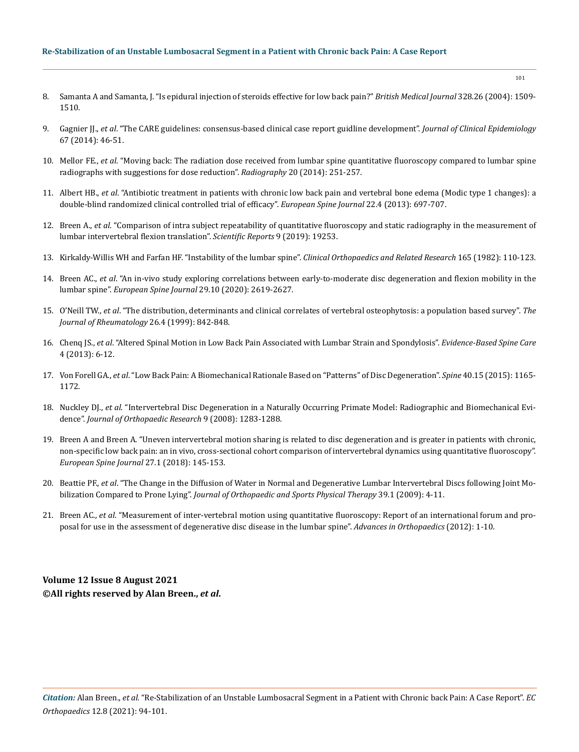8. Samanta A and Samanta, J. "Is epidural injection of steroids effective for low back pain?" *British Medical Journal* 328.26 (2004): 1509-1510.

9. Gagnier JJ., *et al*. "The CARE guidelines: consensus-based clinical case report guidline development". *Journal of Clinical Epidemiology* 67 (2014): 46-51.

10. Mellor FE., *et al*. "Moving back: The radiation dose received from lumbar spine quantitative fluoroscopy compared to lumbar spine radiographs with suggestions for dose reduction". *Radiography* 20 (2014): 251-257.

11. Albert HB., *et al*. "Antibiotic treatment in patients with chronic low back pain and vertebral bone edema (Modic type 1 changes): a double-blind randomized clinical controlled trial of efficacy". *European Spine Journal* 22.4 (2013): 697-707.

12. Breen A., *et al*. "Comparison of intra subject repeatability of quantitative fluoroscopy and static radiography in the measurement of lumbar intervertebral flexion translation". *Scientific Reports* 9 (2019): 19253.

13. Kirkaldy-Willis WH and Farfan HF. "Instability of the lumbar spine". *Clinical Orthopaedics and Related Research* 165 (1982): 110-123.

14. Breen AC., *et al*. "An in-vivo study exploring correlations between early-to-moderate disc degeneration and flexion mobility in the lumbar spine". *European Spine Journal* 29.10 (2020): 2619-2627.

15. O'Neill TW., *et al*. "The distribution, determinants and clinical correlates of vertebral osteophytosis: a population based survey". *The Journal of Rheumatology* 26.4 (1999): 842-848.

16. Chenq JS., *et al*. "Altered Spinal Motion in Low Back Pain Associated with Lumbar Strain and Spondylosis". *Evidence-Based Spine Care* 4 (2013): 6-12.

17. Von Forell GA., *et al*. "Low Back Pain: A Biomechanical Rationale Based on "Patterns" of Disc Degeneration". *Spine* 40.15 (2015): 1165-1172.

18. Nuckley DJ., *et al*. "Intervertebral Disc Degeneration in a Naturally Occurring Primate Model: Radiographic and Biomechanical Evidence". *Journal of Orthopaedic Research* 9 (2008): 1283-1288.

19. Breen A and Breen A. "Uneven intervertebral motion sharing is related to disc degeneration and is greater in patients with chronic, non-specific low back pain: an in vivo, cross-sectional cohort comparison of intervertebral dynamics using quantitative fluoroscopy". *European Spine Journal* 27.1 (2018): 145-153.

20. Beattie PF., *et al*. "The Change in the Diffusion of Water in Normal and Degenerative Lumbar Intervertebral Discs following Joint Mobilization Compared to Prone Lying". *Journal of Orthopaedic and Sports Physical Therapy* 39.1 (2009): 4-11.

21. Breen AC., *et al*. "Measurement of inter-vertebral motion using quantitative fluoroscopy: Report of an international forum and proposal for use in the assessment of degenerative disc disease in the lumbar spine". *Advances in Orthopaedics* (2012): 1-10.

**Volume 12 Issue 8 August 2021**
**©All rights reserved by Alan Breen., *et al*.**